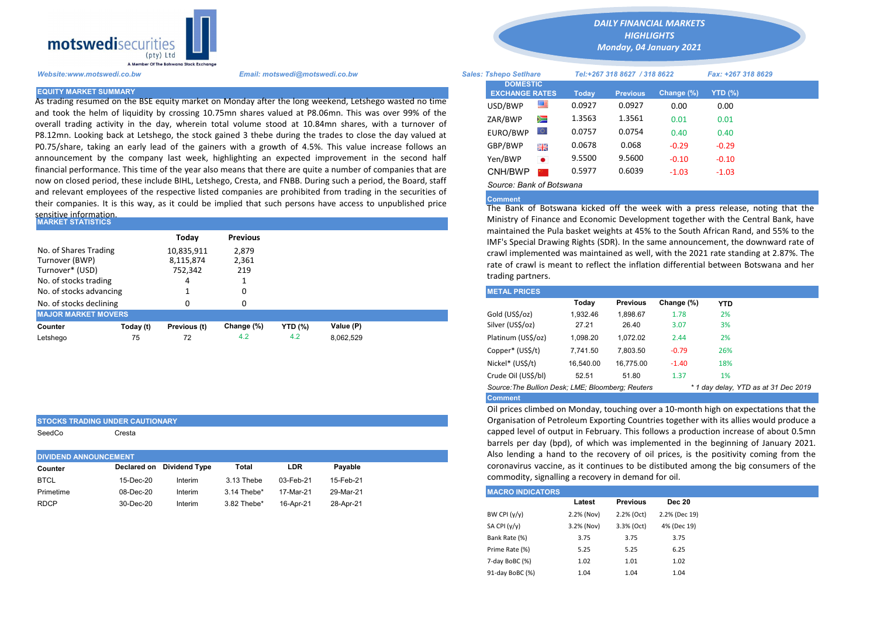motswedisecurities (pty) Ltd
A Member Of The Botswana Stock Exchange

# DAILY FINANCIAL MARKETS HIGHLIGHTS
## Monday, 04 January 2021

Website:www.motswedi.co.bw | Email: motswedi@motswedi.co.bw | Sales: Tshepo Setlhare | Tel:+267 318 8627 / 318 8622 | Fax: +267 318 8629

### EQUITY MARKET SUMMARY

As trading resumed on the BSE equity market on Monday after the long weekend, Letshego wasted no time and took the helm of liquidity by crossing 10.75mn shares valued at P8.06mn. This was over 99% of the overall trading activity in the day, wherein total volume stood at 10.84mn shares, with a turnover of P8.12mn. Looking back at Letshego, the stock gained 3 thebe during the trades to close the day valued at P0.75/share, taking an early lead of the gainers with a growth of 4.5%. This value increase follows an announcement by the company last week, highlighting an expected improvement in the second half financial performance. This time of the year also means that there are quite a number of companies that are now on closed period, these include BIHL, Letshego, Cresta, and FNBB. During such a period, the Board, staff and relevant employees of the respective listed companies are prohibited from trading in the securities of their companies. It is this way, as it could be implied that such persons have access to unpublished price sensitive information.

### MARKET STATISTICS

| | Today | Previous |
|---|---|---|
| No. of Shares Trading | 10,835,911 | 2,879 |
| Turnover (BWP) | 8,115,874 | 2,361 |
| Turnover* (USD) | 752,342 | 219 |
| No. of stocks trading | 4 | 1 |
| No. of stocks advancing | 1 | 0 |
| No. of stocks declining | 0 | 0 |

### MAJOR MARKET MOVERS

| Counter | Today (t) | Previous (t) | Change (%) | YTD (%) | Value (P) |
|---|---|---|---|---|---|
| Letshego | 75 | 72 | 4.2 | 4.2 | 8,062,529 |

### STOCKS TRADING UNDER CAUTIONARY

SeedCo | Cresta

### DIVIDEND ANNOUNCEMENT

| Counter | Declared on | Dividend Type | Total | LDR | Payable |
|---|---|---|---|---|---|
| BTCL | 15-Dec-20 | Interim | 3.13 Thebe | 03-Feb-21 | 15-Feb-21 |
| Primetime | 08-Dec-20 | Interim | 3.14 Thebe* | 17-Mar-21 | 29-Mar-21 |
| RDCP | 30-Dec-20 | Interim | 3.82 Thebe* | 16-Apr-21 | 28-Apr-21 |

### DOMESTIC EXCHANGE RATES

| DOMESTIC EXCHANGE RATES | Today | Previous | Change (%) | YTD (%) |
|---|---|---|---|---|
| USD/BWP | 0.0927 | 0.0927 | 0.00 | 0.00 |
| ZAR/BWP | 1.3563 | 1.3561 | 0.01 | 0.01 |
| EURO/BWP | 0.0757 | 0.0754 | 0.40 | 0.40 |
| GBP/BWP | 0.0678 | 0.068 | -0.29 | -0.29 |
| Yen/BWP | 9.5500 | 9.5600 | -0.10 | -0.10 |
| CNH/BWP | 0.5977 | 0.6039 | -1.03 | -1.03 |

Source: Bank of Botswana

**Comment**

The Bank of Botswana kicked off the week with a press release, noting that the Ministry of Finance and Economic Development together with the Central Bank, have maintained the Pula basket weights at 45% to the South African Rand, and 55% to the IMF's Special Drawing Rights (SDR). In the same announcement, the downward rate of crawl implemented was maintained as well, with the 2021 rate standing at 2.87%. The rate of crawl is meant to reflect the inflation differential between Botswana and her trading partners.

### METAL PRICES

| | Today | Previous | Change (%) | YTD |
|---|---|---|---|---|
| Gold (US$/oz) | 1,932.46 | 1,898.67 | 1.78 | 2% |
| Silver (US$/oz) | 27.21 | 26.40 | 3.07 | 3% |
| Platinum (US$/oz) | 1,098.20 | 1,072.02 | 2.44 | 2% |
| Copper* (US$/t) | 7,741.50 | 7,803.50 | -0.79 | 26% |
| Nickel* (US$/t) | 16,540.00 | 16,775.00 | -1.40 | 18% |
| Crude Oil (US$/bl) | 52.51 | 51.80 | 1.37 | 1% |

Source:The Bullion Desk; LME; Bloomberg; Reuters | * 1 day delay, YTD as at 31 Dec 2019

**Comment**

Oil prices climbed on Monday, touching over a 10-month high on expectations that the Organisation of Petroleum Exporting Countries together with its allies would produce a capped level of output in February. This follows a production increase of about 0.5mn barrels per day (bpd), of which was implemented in the beginning of January 2021. Also lending a hand to the recovery of oil prices, is the positivity coming from the coronavirus vaccine, as it continues to be distibuted among the big consumers of the commodity, signalling a recovery in demand for oil.

### MACRO INDICATORS

| | Latest | Previous | Dec 20 |
|---|---|---|---|
| BW CPI (y/y) | 2.2% (Nov) | 2.2% (Oct) | 2.2% (Dec 19) |
| SA CPI (y/y) | 3.2% (Nov) | 3.3% (Oct) | 4% (Dec 19) |
| Bank Rate (%) | 3.75 | 3.75 | 3.75 |
| Prime Rate (%) | 5.25 | 5.25 | 6.25 |
| 7-day BoBC (%) | 1.02 | 1.01 | 1.02 |
| 91-day BoBC (%) | 1.04 | 1.04 | 1.04 |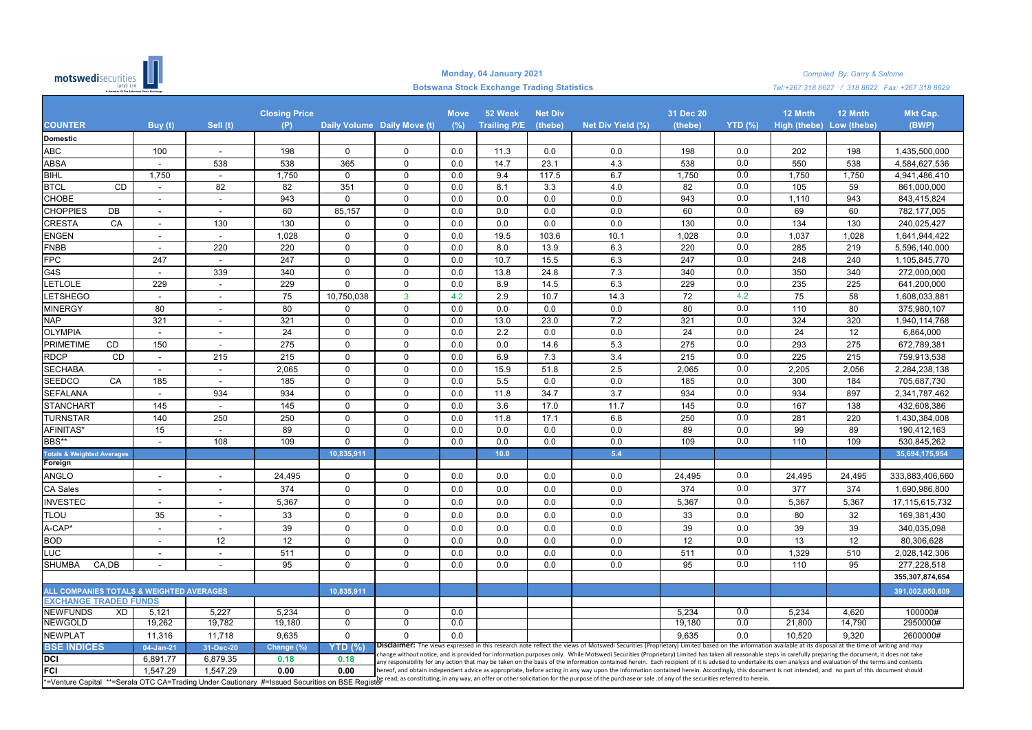**Monday, 04 January 2021**

**Botswana Stock Exchange Trading Statistics**

*Compiled By: Garry & Salome*

*Tel:+267 318 8627 / 318 8622 Fax: +267 318 8629*

| COUNTER | | Buy (t) | Sell (t) | Closing Price (P) | Daily Volume | Daily Move (t) | Move (%) | 52 Week Trailing P/E | Net Div (thebe) | Net Div Yield (%) | 31 Dec 20 (thebe) | YTD (%) | 12 Mnth High (thebe) | 12 Mnth Low (thebe) | Mkt Cap. (BWP) |
|---|---|---|---|---|---|---|---|---|---|---|---|---|---|---|---|
| **Domestic** | | | | | | | | | | | | | | | |
| ABC | | 100 | - | 198 | 0 | 0 | 0.0 | 11.3 | 0.0 | 0.0 | 198 | 0.0 | 202 | 198 | 1,435,500,000 |
| ABSA | | - | 538 | 538 | 365 | 0 | 0.0 | 14.7 | 23.1 | 4.3 | 538 | 0.0 | 550 | 538 | 4,584,627,536 |
| BIHL | | 1,750 | - | 1,750 | 0 | 0 | 0.0 | 9.4 | 117.5 | 6.7 | 1,750 | 0.0 | 1,750 | 1,750 | 4,941,486,410 |
| BTCL | CD | - | 82 | 82 | 351 | 0 | 0.0 | 8.1 | 3.3 | 4.0 | 82 | 0.0 | 105 | 59 | 861,000,000 |
| CHOBE | | - | - | 943 | 0 | 0 | 0.0 | 0.0 | 0.0 | 0.0 | 943 | 0.0 | 1,110 | 943 | 843,415,824 |
| CHOPPIES | DB | - | - | 60 | 85,157 | 0 | 0.0 | 0.0 | 0.0 | 0.0 | 60 | 0.0 | 69 | 60 | 782,177,005 |
| CRESTA | CA | - | 130 | 130 | 0 | 0 | 0.0 | 0.0 | 0.0 | 0.0 | 130 | 0.0 | 134 | 130 | 240,025,427 |
| ENGEN | | - | - | 1,028 | 0 | 0 | 0.0 | 19.5 | 103.6 | 10.1 | 1,028 | 0.0 | 1,037 | 1,028 | 1,641,944,422 |
| FNBB | | - | 220 | 220 | 0 | 0 | 0.0 | 8.0 | 13.9 | 6.3 | 220 | 0.0 | 285 | 219 | 5,596,140,000 |
| FPC | | 247 | - | 247 | 0 | 0 | 0.0 | 10.7 | 15.5 | 6.3 | 247 | 0.0 | 248 | 240 | 1,105,845,770 |
| G4S | | - | 339 | 340 | 0 | 0 | 0.0 | 13.8 | 24.8 | 7.3 | 340 | 0.0 | 350 | 340 | 272,000,000 |
| LETLOLE | | 229 | - | 229 | 0 | 0 | 0.0 | 8.9 | 14.5 | 6.3 | 229 | 0.0 | 235 | 225 | 641,200,000 |
| LETSHEGO | | - | - | 75 | 10,750,038 | 3 | 4.2 | 2.9 | 10.7 | 14.3 | 72 | 4.2 | 75 | 58 | 1,608,033,881 |
| MINERGY | | 80 | - | 80 | 0 | 0 | 0.0 | 0.0 | 0.0 | 0.0 | 80 | 0.0 | 110 | 80 | 375,980,107 |
| NAP | | 321 | - | 321 | 0 | 0 | 0.0 | 13.0 | 23.0 | 7.2 | 321 | 0.0 | 324 | 320 | 1,940,114,768 |
| OLYMPIA | | - | - | 24 | 0 | 0 | 0.0 | 2.2 | 0.0 | 0.0 | 24 | 0.0 | 24 | 12 | 6,864,000 |
| PRIMETIME | CD | 150 | - | 275 | 0 | 0 | 0.0 | 0.0 | 14.6 | 5.3 | 275 | 0.0 | 293 | 275 | 672,789,381 |
| RDCP | CD | - | 215 | 215 | 0 | 0 | 0.0 | 6.9 | 7.3 | 3.4 | 215 | 0.0 | 225 | 215 | 759,913,538 |
| SECHABA | | - | - | 2,065 | 0 | 0 | 0.0 | 15.9 | 51.8 | 2.5 | 2,065 | 0.0 | 2,205 | 2,056 | 2,284,238,138 |
| SEEDCO | CA | 185 | - | 185 | 0 | 0 | 0.0 | 5.5 | 0.0 | 0.0 | 185 | 0.0 | 300 | 184 | 705,687,730 |
| SEFALANA | | - | 934 | 934 | 0 | 0 | 0.0 | 11.8 | 34.7 | 3.7 | 934 | 0.0 | 934 | 897 | 2,341,787,462 |
| STANCHART | | 145 | - | 145 | 0 | 0 | 0.0 | 3.6 | 17.0 | 11.7 | 145 | 0.0 | 167 | 138 | 432,608,386 |
| TURNSTAR | | 140 | 250 | 250 | 0 | 0 | 0.0 | 11.8 | 17.1 | 6.8 | 250 | 0.0 | 281 | 220 | 1,430,384,008 |
| AFINITAS* | | 15 | - | 89 | 0 | 0 | 0.0 | 0.0 | 0.0 | 0.0 | 89 | 0.0 | 99 | 89 | 190,412,163 |
| BBS** | | - | 108 | 109 | 0 | 0 | 0.0 | 0.0 | 0.0 | 0.0 | 109 | 0.0 | 110 | 109 | 530,845,262 |
| **Totals & Weighted Averages** | | | | | 10,835,911 | | | 10.0 | | 5.4 | | | | | 35,694,175,954 |
| **Foreign** | | | | | | | | | | | | | | | |
| ANGLO | | - | - | 24,495 | 0 | 0 | 0.0 | 0.0 | 0.0 | 0.0 | 24,495 | 0.0 | 24,495 | 24,495 | 333,883,406,660 |
| CA Sales | | - | - | 374 | 0 | 0 | 0.0 | 0.0 | 0.0 | 0.0 | 374 | 0.0 | 377 | 374 | 1,690,986,800 |
| INVESTEC | | - | - | 5,367 | 0 | 0 | 0.0 | 0.0 | 0.0 | 0.0 | 5,367 | 0.0 | 5,367 | 5,367 | 17,115,615,732 |
| TLOU | | 35 | - | 33 | 0 | 0 | 0.0 | 0.0 | 0.0 | 0.0 | 33 | 0.0 | 80 | 32 | 169,381,430 |
| A-CAP* | | - | - | 39 | 0 | 0 | 0.0 | 0.0 | 0.0 | 0.0 | 39 | 0.0 | 39 | 39 | 340,035,098 |
| BOD | | - | 12 | 12 | 0 | 0 | 0.0 | 0.0 | 0.0 | 0.0 | 12 | 0.0 | 13 | 12 | 80,306,628 |
| LUC | | - | - | 511 | 0 | 0 | 0.0 | 0.0 | 0.0 | 0.0 | 511 | 0.0 | 1,329 | 510 | 2,028,142,306 |
| SHUMBA | CA,DB | - | - | 95 | 0 | 0 | 0.0 | 0.0 | 0.0 | 0.0 | 95 | 0.0 | 110 | 95 | 277,228,518 |
| | | | | | | | | | | | | | | | 355,307,874,654 |
| **ALL COMPANIES TOTALS & WEIGHTED AVERAGES** | | | | | 10,835,911 | | | | | | | | | | 391,002,050,609 |
| **EXCHANGE TRADED FUNDS** | | | | | | | | | | | | | | | |
| NEWFUNDS | XD | 5,121 | 5,227 | 5,234 | 0 | 0 | 0.0 | | | | 5,234 | 0.0 | 5,234 | 4,620 | 100000# |
| NEWGOLD | | 19,262 | 19,782 | 19,180 | 0 | 0 | 0.0 | | | | 19,180 | 0.0 | 21,800 | 14,790 | 2950000# |
| NEWPLAT | | 11,316 | 11,718 | 9,635 | 0 | 0 | 0.0 | | | | 9,635 | 0.0 | 10,520 | 9,320 | 2600000# |

| BSE INDICES | 04-Jan-21 | 31-Dec-20 | Change (%) | YTD (%) |
|---|---|---|---|---|
| DCI | 6,891.77 | 6,879.35 | 0.18 | 0.18 |
| FCI | 1,547.29 | 1,547.29 | 0.00 | 0.00 |

*=Venture Capital **=Serala OTC CA=Trading Under Cautionary #=Issued Securities on BSE Register

**Disclaimer:** The views expressed in this research note reflect the views of Motswedi Securities (Proprietary) Limited based on the information available at its disposal at the time of writing and may change without notice, and is provided for information purposes only. While Motswedi Securities (Proprietary) Limited has taken all reasonable steps in carefully preparing the document, it does not take any responsibility for any action that may be taken on the basis of the information contained herein. Each recipient of it is advised to undertake its own analysis and evaluation of the terms and contents hereof, and obtain independent advice as appropriate, before acting in any way upon the information contained herein. Accordingly, this document is not intended, and no part of this document should be read, as constituting, in any way, an offer or other solicitation for the purpose of the purchase or sale .of any of the securities referred to herein.